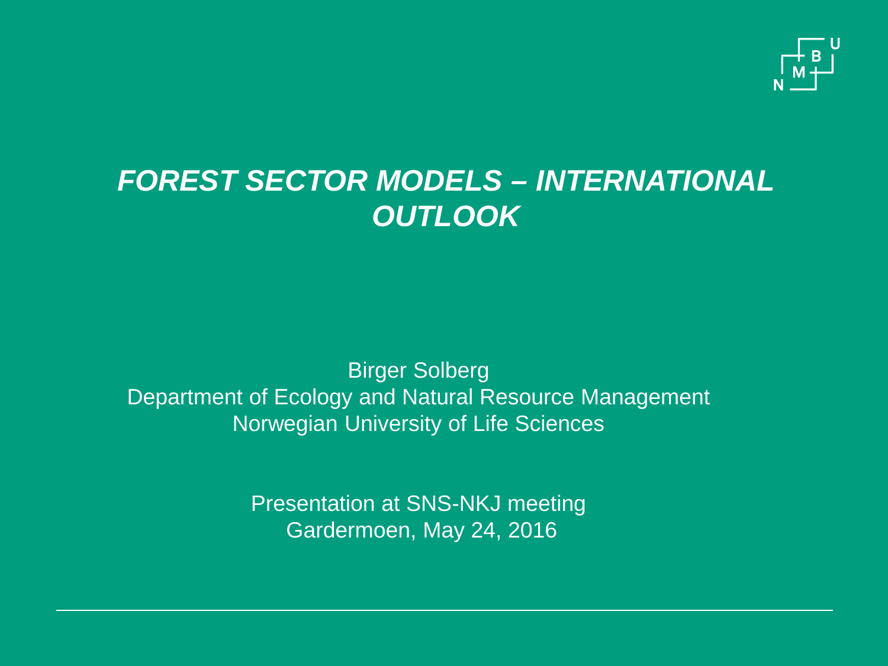# *FOREST SECTOR MODELS – INTERNATIONAL OUTLOOK*

Birger Solberg
Department of Ecology and Natural Resource Management
Norwegian University of Life Sciences

Presentation at SNS-NKJ meeting
Gardermoen, May 24, 2016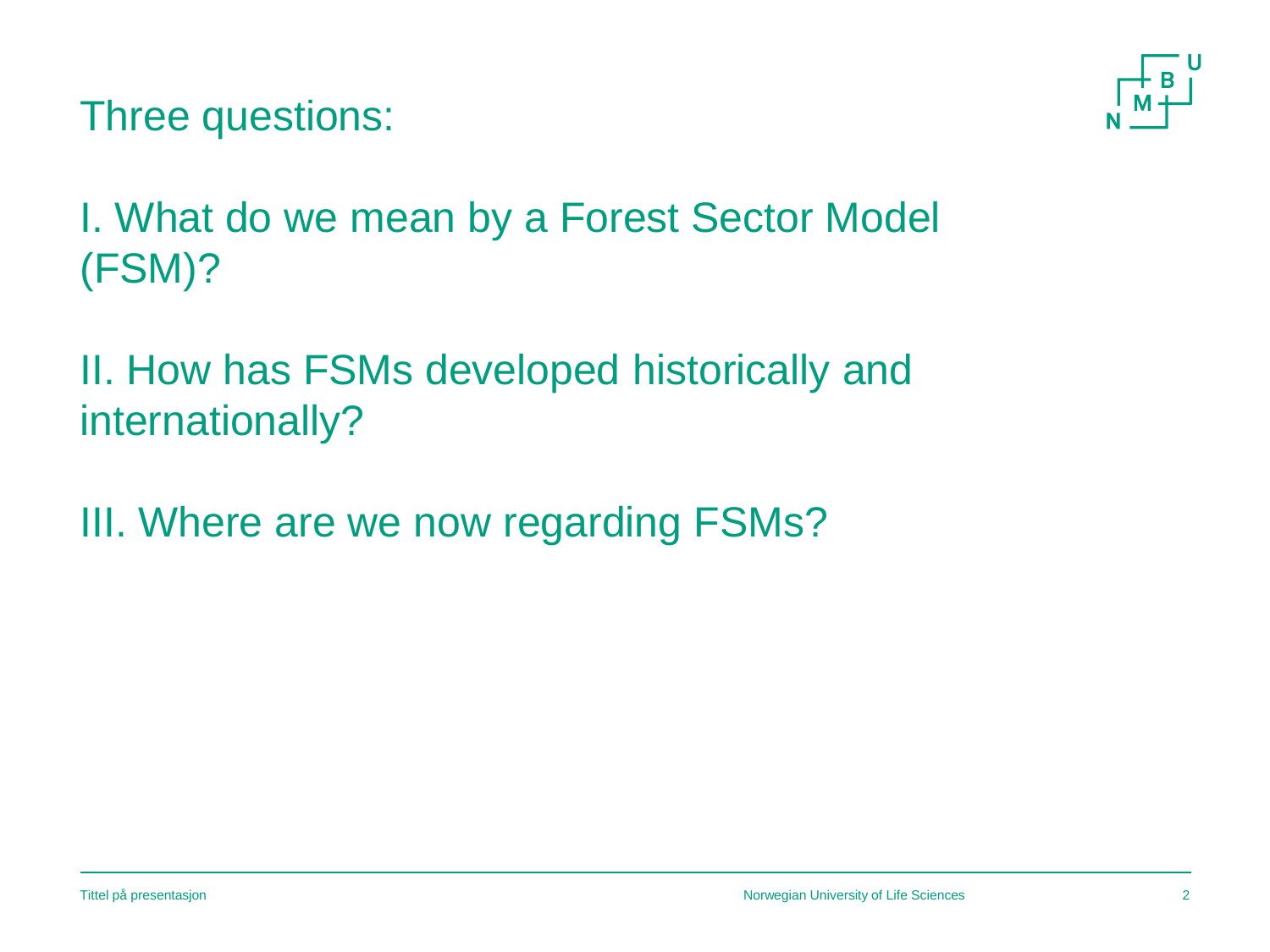# Three questions:

I. What do we mean by a Forest Sector Model (FSM)?

II. How has FSMs developed historically and internationally?

III. Where are we now regarding FSMs?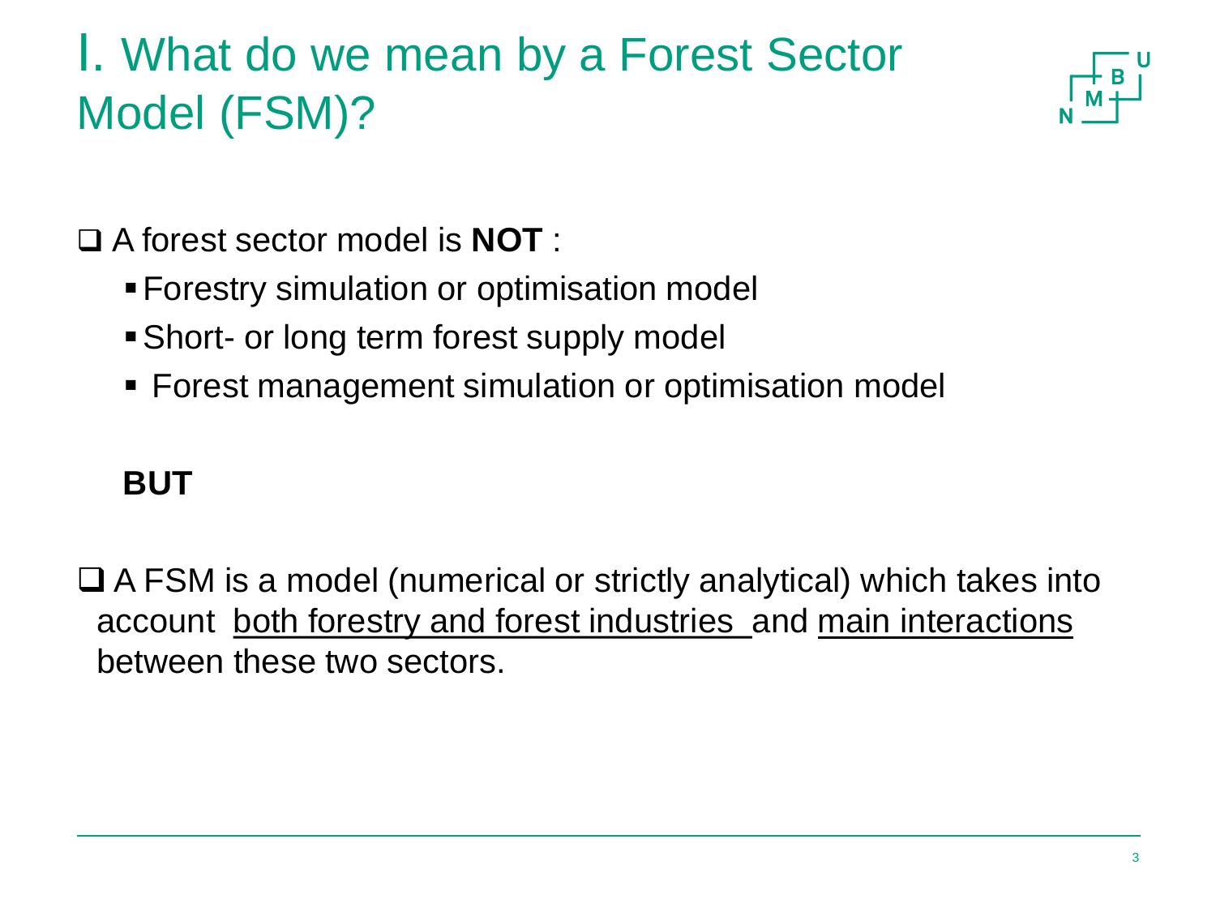# I. What do we mean by a Forest Sector Model (FSM)?

- A forest sector model is **NOT** :
  - Forestry simulation or optimisation model
  - Short- or long term forest supply model
  - Forest management simulation or optimisation model

**BUT**

- A FSM is a model (numerical or strictly analytical) which takes into account <u>both forestry and forest industries</u> and <u>main interactions</u> between these two sectors.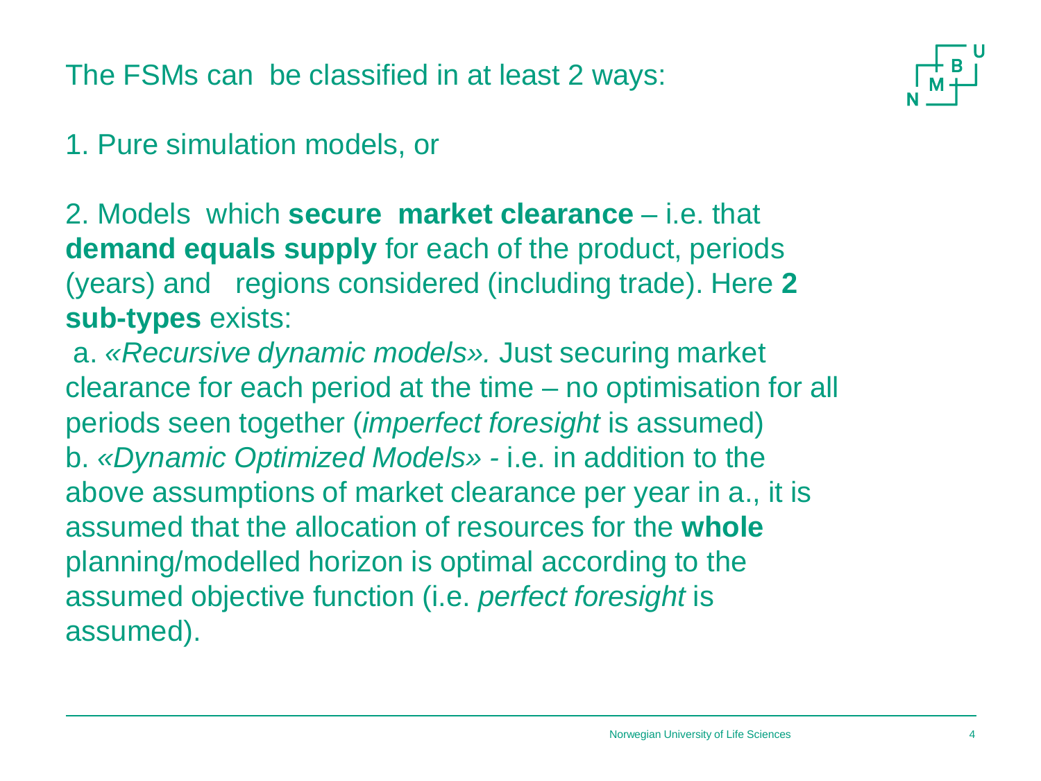The FSMs can be classified in at least 2 ways:

1. Pure simulation models, or

2. Models which **secure market clearance** – i.e. that **demand equals supply** for each of the product, periods (years) and regions considered (including trade). Here **2 sub-types** exists:

a. *«Recursive dynamic models».* Just securing market clearance for each period at the time – no optimisation for all periods seen together (*imperfect foresight* is assumed)

b. *«Dynamic Optimized Models»* - i.e. in addition to the above assumptions of market clearance per year in a., it is assumed that the allocation of resources for the **whole** planning/modelled horizon is optimal according to the assumed objective function (i.e. *perfect foresight* is assumed).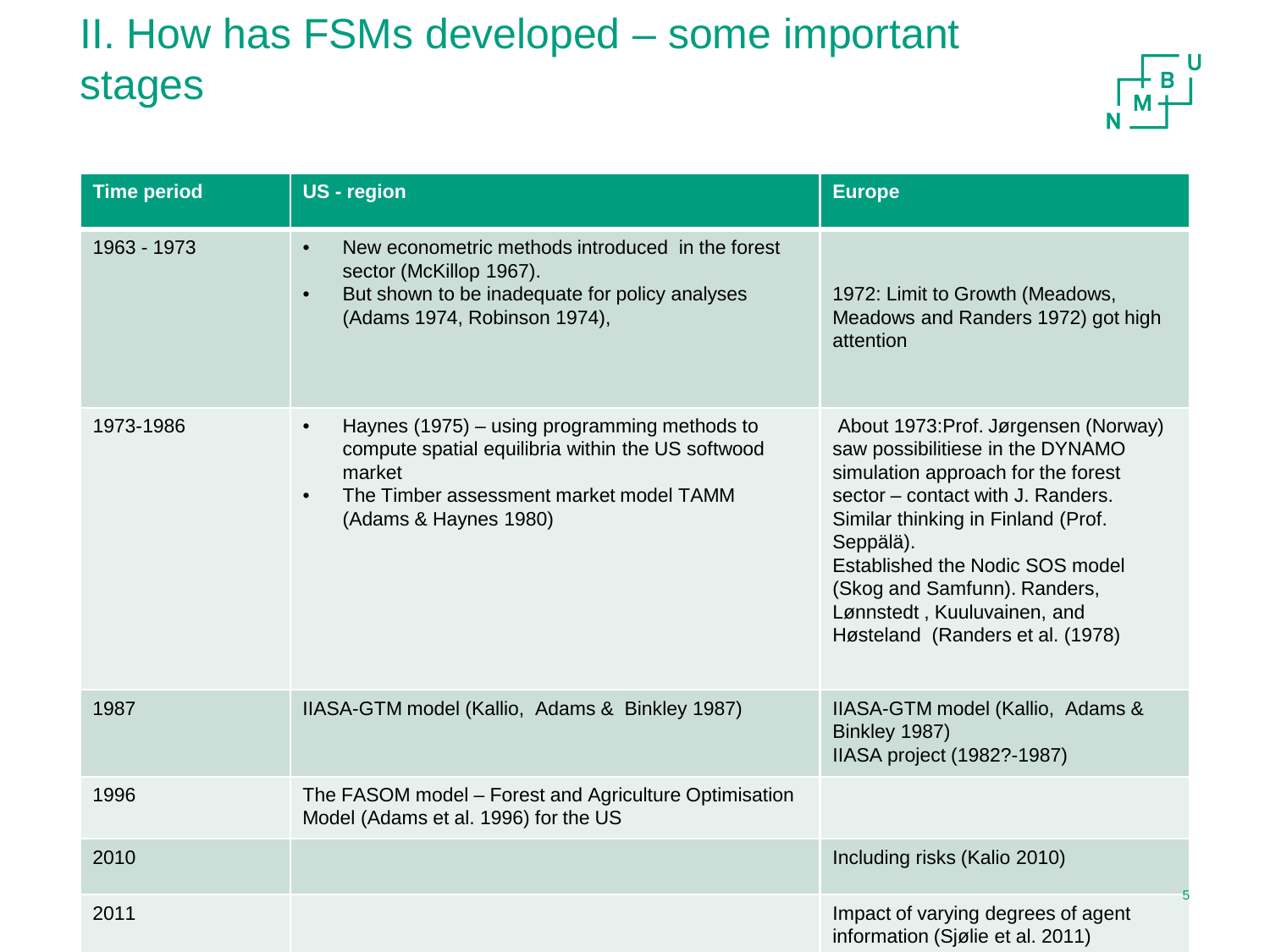# II. How has FSMs developed – some important stages

| Time period | US - region | Europe |
|---|---|---|
| 1963 - 1973 | • New econometric methods introduced in the forest sector (McKillop 1967).<br>• But shown to be inadequate for policy analyses (Adams 1974, Robinson 1974), | 1972: Limit to Growth (Meadows, Meadows and Randers 1972) got high attention |
| 1973-1986 | • Haynes (1975) – using programming methods to compute spatial equilibria within the US softwood market<br>• The Timber assessment market model TAMM (Adams & Haynes 1980) | About 1973:Prof. Jørgensen (Norway) saw possibilitiese in the DYNAMO simulation approach for the forest sector – contact with J. Randers. Similar thinking in Finland (Prof. Seppälä).<br>Established the Nodic SOS model (Skog and Samfunn). Randers, Lønnstedt , Kuuluvainen, and Høsteland (Randers et al. (1978) |
| 1987 | IIASA-GTM model (Kallio, Adams & Binkley 1987) | IIASA-GTM model (Kallio, Adams & Binkley 1987)<br>IIASA project (1982?-1987) |
| 1996 | The FASOM model – Forest and Agriculture Optimisation Model (Adams et al. 1996) for the US | |
| 2010 | | Including risks (Kalio 2010) |
| 2011 | | Impact of varying degrees of agent information (Sjølie et al. 2011) |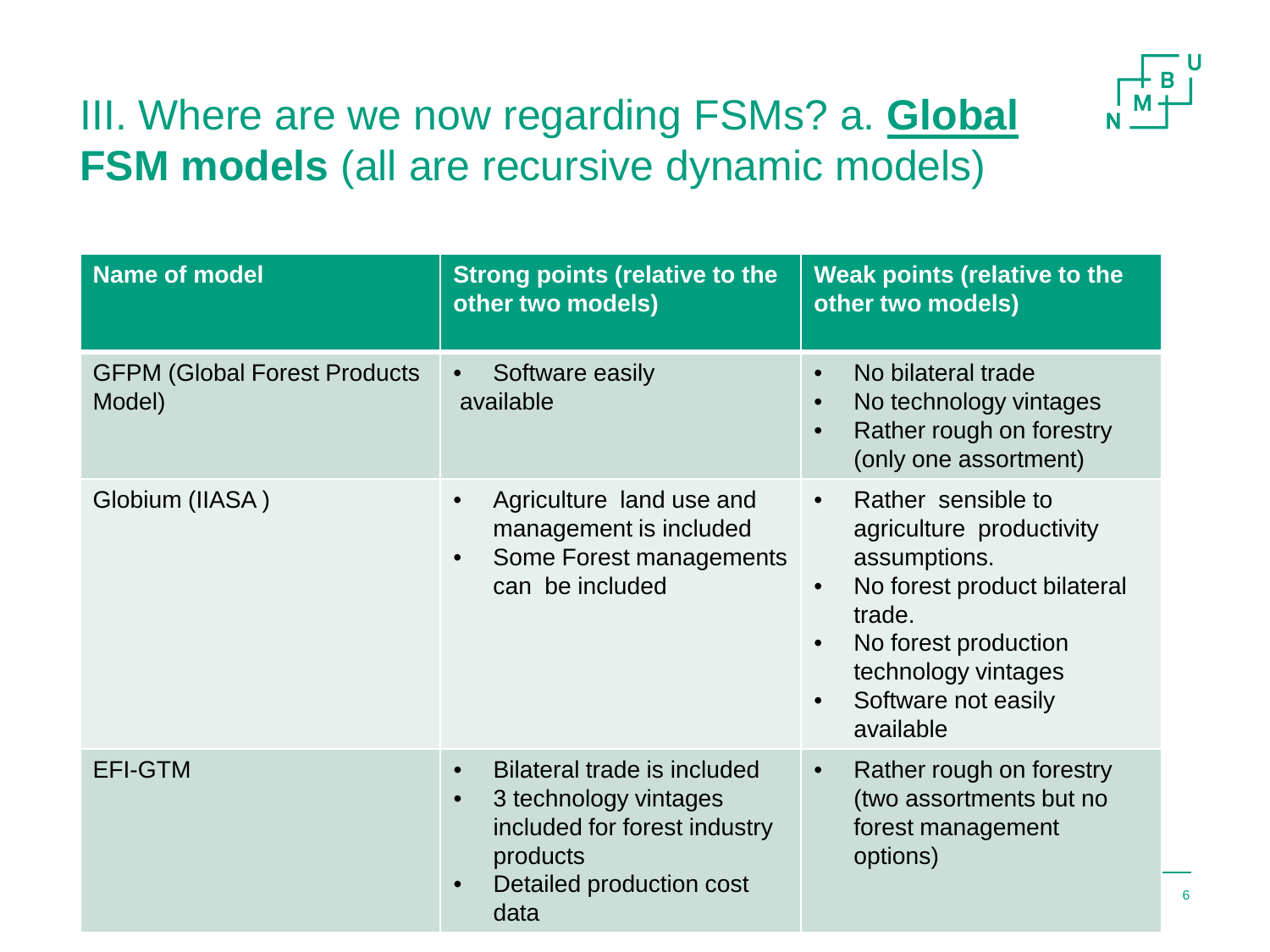# III. Where are we now regarding FSMs? a. **Global FSM models** (all are recursive dynamic models)

| Name of model | Strong points (relative to the other two models) | Weak points (relative to the other two models) |
|---|---|---|
| GFPM (Global Forest Products Model) | • Software easily available | • No bilateral trade<br>• No technology vintages<br>• Rather rough on forestry (only one assortment) |
| Globium (IIASA ) | • Agriculture land use and management is included<br>• Some Forest managements can be included | • Rather sensible to agriculture productivity assumptions.<br>• No forest product bilateral trade.<br>• No forest production technology vintages<br>• Software not easily available |
| EFI-GTM | • Bilateral trade is included<br>• 3 technology vintages included for forest industry products<br>• Detailed production cost data | • Rather rough on forestry (two assortments but no forest management options) |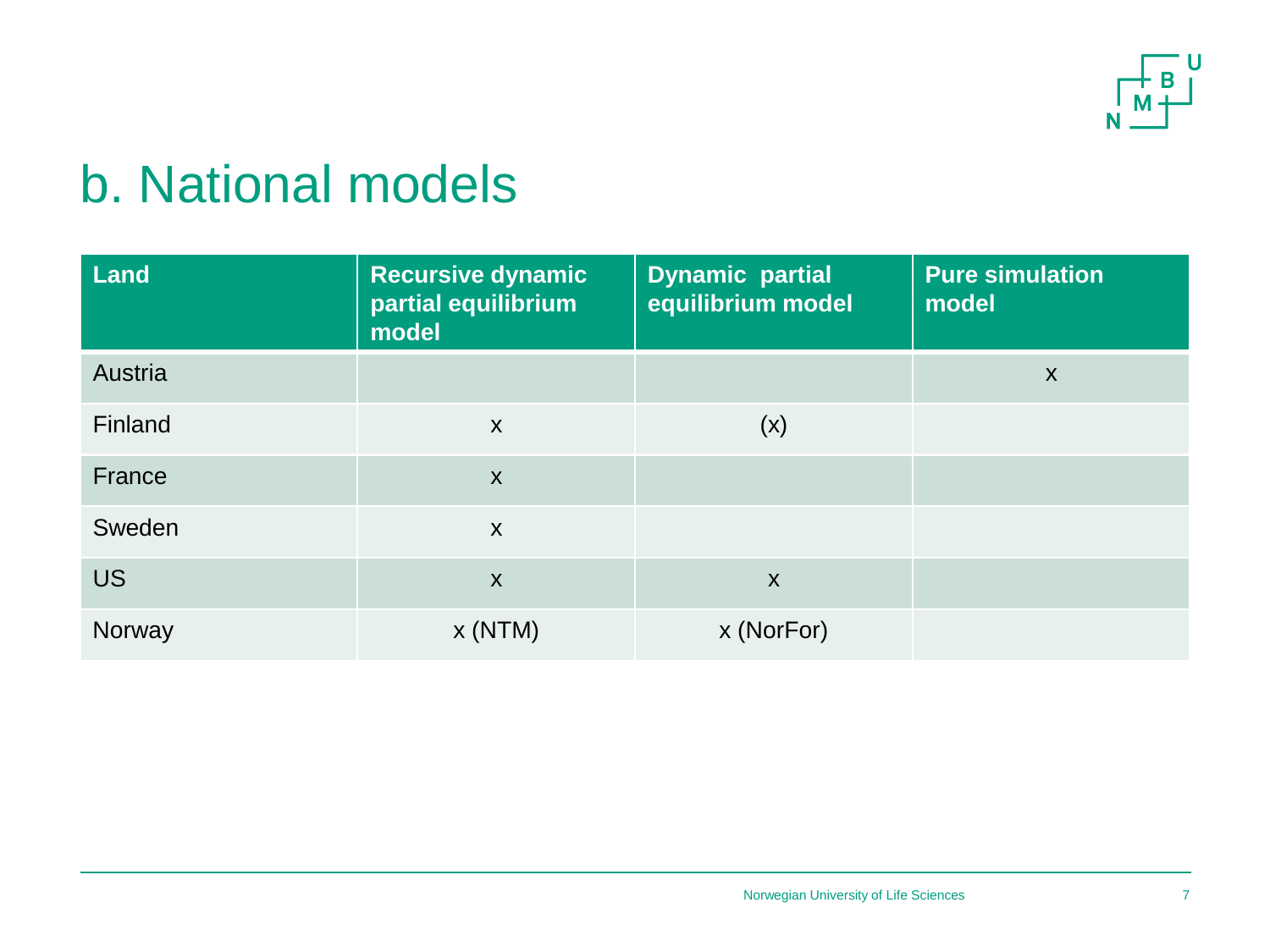# b. National models

| Land | Recursive dynamic partial equilibrium model | Dynamic partial equilibrium model | Pure simulation model |
|---|---|---|---|
| Austria | | | x |
| Finland | x | (x) | |
| France | x | | |
| Sweden | x | | |
| US | x | x | |
| Norway | x (NTM) | x (NorFor) | |